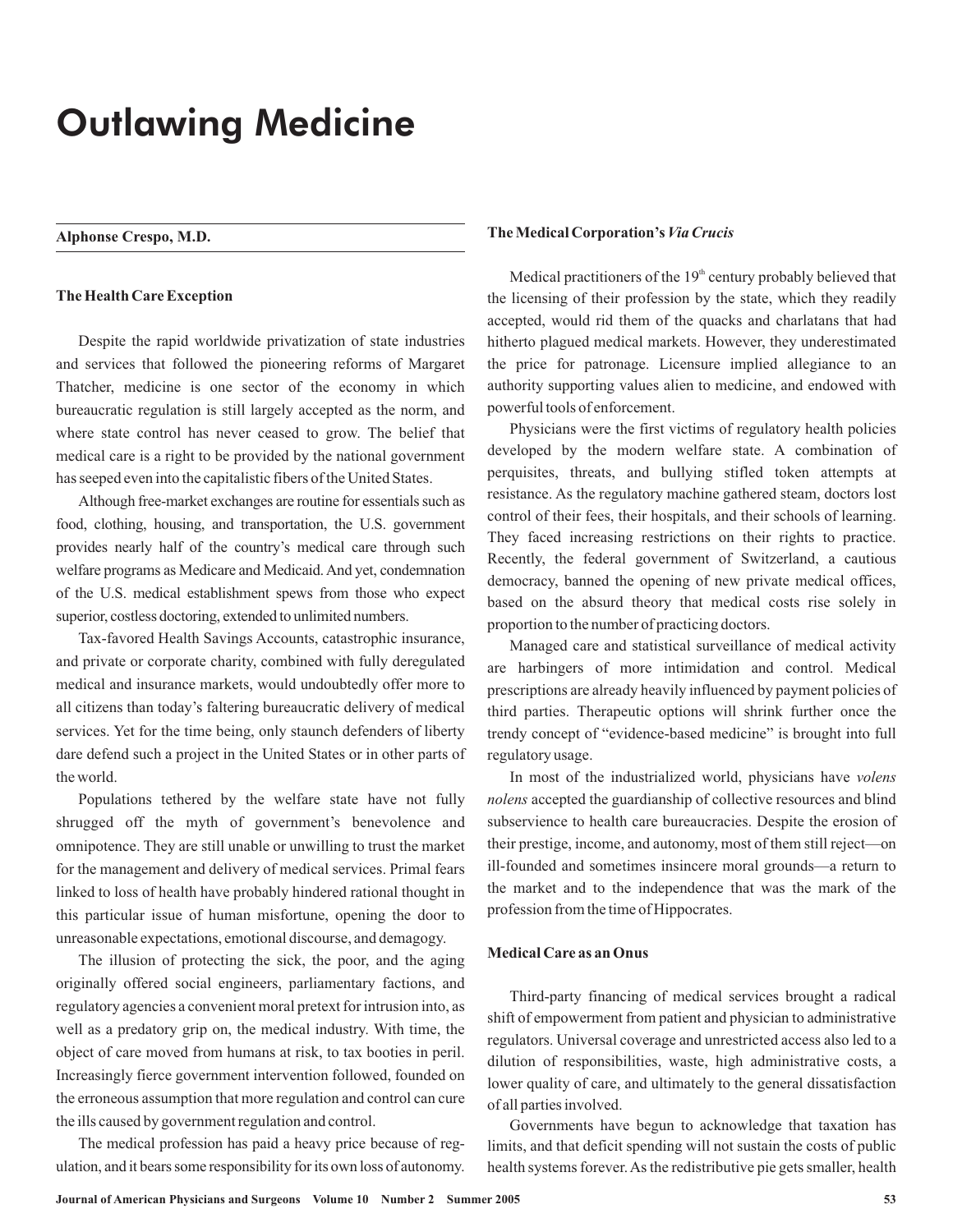# Outlawing Medicine

**Alphonse Crespo, M.D.**

### The Health Care Exception

Despite the rapid worldwide privatization of state industries and services that followed the pioneering reforms of Margaret Thatcher, medicine is one sector of the economy in which bureaucratic regulation is still largely accepted as the norm, and where state control has never ceased to grow. The belief that medical care is a right to be provided by the national government has seeped even into the capitalistic fibers of the United States.

Although free-market exchanges are routine for essentials such as food, clothing, housing, and transportation, the U.S. government provides nearly half of the country's medical care through such welfare programs as Medicare and Medicaid. And yet, condemnation of the U.S. medical establishment spews from those who expect superior, costless doctoring, extended to unlimited numbers.

Tax-favored Health Savings Accounts, catastrophic insurance, and private or corporate charity, combined with fully deregulated medical and insurance markets, would undoubtedly offer more to all citizens than today's faltering bureaucratic delivery of medical services. Yet for the time being, only staunch defenders of liberty dare defend such a project in the United States or in other parts of the world.

Populations tethered by the welfare state have not fully shrugged off the myth of government's benevolence and omnipotence. They are still unable or unwilling to trust the market for the management and delivery of medical services. Primal fears linked to loss of health have probably hindered rational thought in this particular issue of human misfortune, opening the door to unreasonable expectations, emotional discourse, and demagogy.

The illusion of protecting the sick, the poor, and the aging originally offered social engineers, parliamentary factions, and regulatory agencies a convenient moral pretext for intrusion into, as well as a predatory grip on, the medical industry. With time, the object of care moved from humans at risk, to tax booties in peril. Increasingly fierce government intervention followed, founded on the erroneous assumption that more regulation and control can cure the ills caused by government regulation and control.

The medical profession has paid a heavy price because of regulation, and it bears some responsibility for its own loss of autonomy.

### The Medical Corporation's *Via Crucis*

Medical practitioners of the 19th century probably believed that the licensing of their profession by the state, which they readily accepted, would rid them of the quacks and charlatans that had hitherto plagued medical markets. However, they underestimated the price for patronage. Licensure implied allegiance to an authority supporting values alien to medicine, and endowed with powerful tools of enforcement.

Physicians were the first victims of regulatory health policies developed by the modern welfare state. A combination of perquisites, threats, and bullying stifled token attempts at resistance. As the regulatory machine gathered steam, doctors lost control of their fees, their hospitals, and their schools of learning. They faced increasing restrictions on their rights to practice. Recently, the federal government of Switzerland, a cautious democracy, banned the opening of new private medical offices, based on the absurd theory that medical costs rise solely in proportion to the number of practicing doctors.

Managed care and statistical surveillance of medical activity are harbingers of more intimidation and control. Medical prescriptions are already heavily influenced by payment policies of third parties. Therapeutic options will shrink further once the trendy concept of "evidence-based medicine" is brought into full regulatory usage.

In most of the industrialized world, physicians have *volens nolens* accepted the guardianship of collective resources and blind subservience to health care bureaucracies. Despite the erosion of their prestige, income, and autonomy, most of them still reject—on ill-founded and sometimes insincere moral grounds—a return to the market and to the independence that was the mark of the profession from the time of Hippocrates.

### Medical Care as an Onus

Third-party financing of medical services brought a radical shift of empowerment from patient and physician to administrative regulators. Universal coverage and unrestricted access also led to a dilution of responsibilities, waste, high administrative costs, a lower quality of care, and ultimately to the general dissatisfaction of all parties involved.

Governments have begun to acknowledge that taxation has limits, and that deficit spending will not sustain the costs of public health systems forever. As the redistributive pie gets smaller, health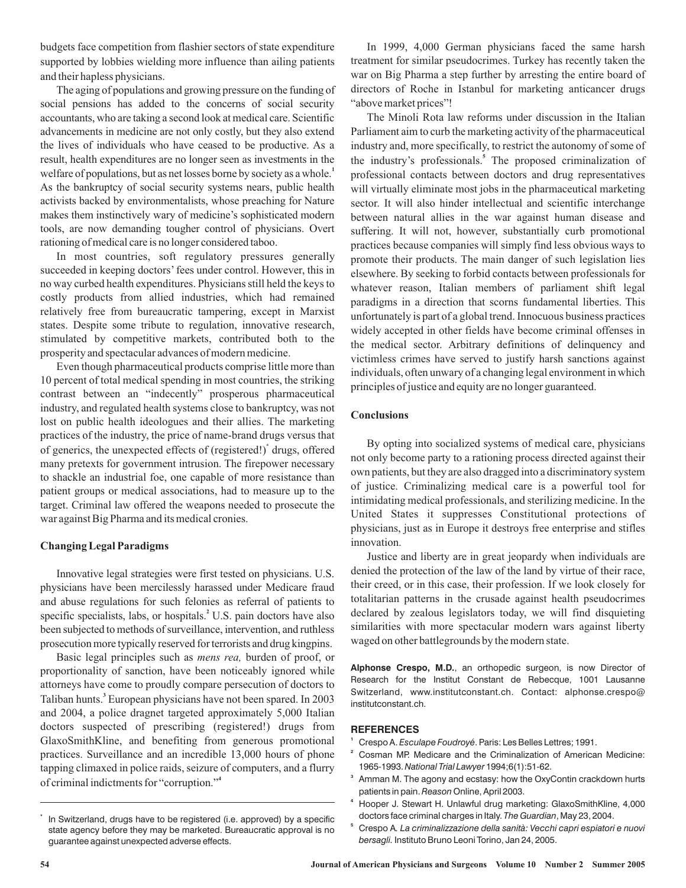budgets face competition from flashier sectors of state expenditure supported by lobbies wielding more influence than ailing patients and their hapless physicians.

The aging of populations and growing pressure on the funding of social pensions has added to the concerns of social security accountants, who are taking a second look at medical care. Scientific advancements in medicine are not only costly, but they also extend the lives of individuals who have ceased to be productive. As a result, health expenditures are no longer seen as investments in the welfare of populations, but as net losses borne by society as a whole.[1] As the bankruptcy of social security systems nears, public health activists backed by environmentalists, whose preaching for Nature makes them instinctively wary of medicine's sophisticated modern tools, are now demanding tougher control of physicians. Overt rationing of medical care is no longer considered taboo.

In most countries, soft regulatory pressures generally succeeded in keeping doctors' fees under control. However, this in no way curbed health expenditures. Physicians still held the keys to costly products from allied industries, which had remained relatively free from bureaucratic tampering, except in Marxist states. Despite some tribute to regulation, innovative research, stimulated by competitive markets, contributed both to the prosperity and spectacular advances of modern medicine.

Even though pharmaceutical products comprise little more than 10 percent of total medical spending in most countries, the striking contrast between an "indecently" prosperous pharmaceutical industry, and regulated health systems close to bankruptcy, was not lost on public health ideologues and their allies. The marketing practices of the industry, the price of name-brand drugs versus that of generics, the unexpected effects of (registered!)[*] drugs, offered many pretexts for government intrusion. The firepower necessary to shackle an industrial foe, one capable of more resistance than patient groups or medical associations, had to measure up to the target. Criminal law offered the weapons needed to prosecute the war against Big Pharma and its medical cronies.

## Changing Legal Paradigms

Innovative legal strategies were first tested on physicians. U.S. physicians have been mercilessly harassed under Medicare fraud and abuse regulations for such felonies as referral of patients to specific specialists, labs, or hospitals.[2] U.S. pain doctors have also been subjected to methods of surveillance, intervention, and ruthless prosecution more typically reserved for terrorists and drug kingpins.

Basic legal principles such as *mens rea,* burden of proof, or proportionality of sanction, have been noticeably ignored while attorneys have come to proudly compare persecution of doctors to Taliban hunts.[3] European physicians have not been spared. In 2003 and 2004, a police dragnet targeted approximately 5,000 Italian doctors suspected of prescribing (registered!) drugs from GlaxoSmithKline, and benefiting from generous promotional practices. Surveillance and an incredible 13,000 hours of phone tapping climaxed in police raids, seizure of computers, and a flurry of criminal indictments for "corruption."[4]

In 1999, 4,000 German physicians faced the same harsh treatment for similar pseudocrimes. Turkey has recently taken the war on Big Pharma a step further by arresting the entire board of directors of Roche in Istanbul for marketing anticancer drugs "above market prices"!

The Minoli Rota law reforms under discussion in the Italian Parliament aim to curb the marketing activity of the pharmaceutical industry and, more specifically, to restrict the autonomy of some of the industry's professionals.[5] The proposed criminalization of professional contacts between doctors and drug representatives will virtually eliminate most jobs in the pharmaceutical marketing sector. It will also hinder intellectual and scientific interchange between natural allies in the war against human disease and suffering. It will not, however, substantially curb promotional practices because companies will simply find less obvious ways to promote their products. The main danger of such legislation lies elsewhere. By seeking to forbid contacts between professionals for whatever reason, Italian members of parliament shift legal paradigms in a direction that scorns fundamental liberties. This unfortunately is part of a global trend. Innocuous business practices widely accepted in other fields have become criminal offenses in the medical sector. Arbitrary definitions of delinquency and victimless crimes have served to justify harsh sanctions against individuals, often unwary of a changing legal environment in which principles of justice and equity are no longer guaranteed.

## Conclusions

By opting into socialized systems of medical care, physicians not only become party to a rationing process directed against their own patients, but they are also dragged into a discriminatory system of justice. Criminalizing medical care is a powerful tool for intimidating medical professionals, and sterilizing medicine. In the United States it suppresses Constitutional protections of physicians, just as in Europe it destroys free enterprise and stifles innovation.

Justice and liberty are in great jeopardy when individuals are denied the protection of the law of the land by virtue of their race, their creed, or in this case, their profession. If we look closely for totalitarian patterns in the crusade against health pseudocrimes declared by zealous legislators today, we will find disquieting similarities with more spectacular modern wars against liberty waged on other battlegrounds by the modern state.

**Alphonse Crespo, M.D.**, an orthopedic surgeon, is now Director of Research for the Institut Constant de Rebecque, 1001 Lausanne Switzerland, www.institutconstant.ch. Contact: alphonse.crespo@institutconstant.ch.

## REFERENCES

1. Crespo A. *Esculape Foudroyé*. Paris: Les Belles Lettres; 1991.
2. Cosman MP. Medicare and the Criminalization of American Medicine: 1965-1993. *National Trial Lawyer* 1994;6(1):51-62.
3. Amman M. The agony and ecstasy: how the OxyContin crackdown hurts patients in pain. *Reason* Online, April 2003.
4. Hooper J. Stewart H. Unlawful drug marketing: GlaxoSmithKline, 4,000 doctors face criminal charges in Italy. *The Guardian*, May 23, 2004.
5. Crespo A. *La criminalizzazione della sanità: Vecchi capri espiatori e nuovi bersagli.* Instituto Bruno Leoni Torino, Jan 24, 2005.

[*] In Switzerland, drugs have to be registered (i.e. approved) by a specific state agency before they may be marketed. Bureaucratic approval is no guarantee against unexpected adverse effects.